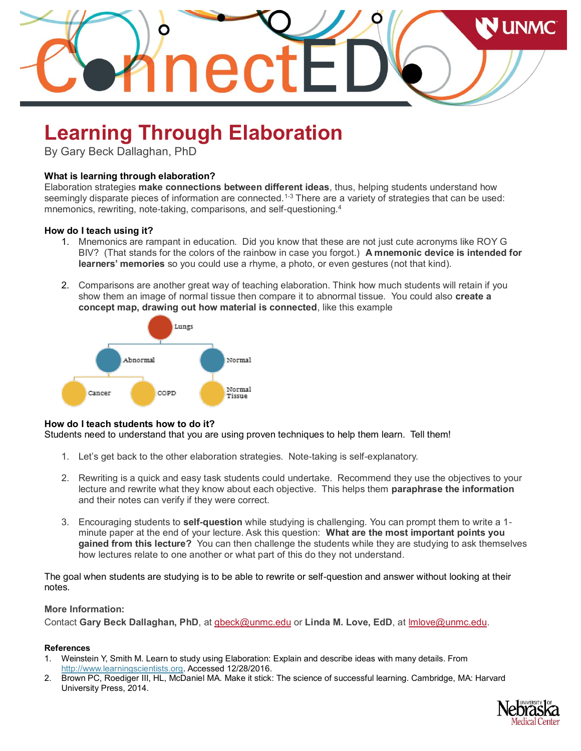# Learning Through Elaboration

By Gary Beck Dallaghan, PhD

**What is learning through elaboration?**

Elaboration strategies **make connections between different ideas**, thus, helping students understand how seemingly disparate pieces of information are connected.[1-3] There are a variety of strategies that can be used: mnemonics, rewriting, note-taking, comparisons, and self-questioning.[4]

**How do I teach using it?**

1. Mnemonics are rampant in education. Did you know that these are not just cute acronyms like ROY G BIV? (That stands for the colors of the rainbow in case you forgot.) **A mnemonic device is intended for learners' memories** so you could use a rhyme, a photo, or even gestures (not that kind).

2. Comparisons are another great way of teaching elaboration. Think how much students will retain if you show them an image of normal tissue then compare it to abnormal tissue. You could also **create a concept map, drawing out how material is connected**, like this example

Lungs
- Abnormal
  - Cancer
  - COPD
- Normal
  - Normal Tissue

**How do I teach students how to do it?**

Students need to understand that you are using proven techniques to help them learn. Tell them!

1. Let's get back to the other elaboration strategies. Note-taking is self-explanatory.

2. Rewriting is a quick and easy task students could undertake. Recommend they use the objectives to your lecture and rewrite what they know about each objective. This helps them **paraphrase the information** and their notes can verify if they were correct.

3. Encouraging students to **self-question** while studying is challenging. You can prompt them to write a 1-minute paper at the end of your lecture. Ask this question: **What are the most important points you gained from this lecture?** You can then challenge the students while they are studying to ask themselves how lectures relate to one another or what part of this do they not understand.

The goal when students are studying is to be able to rewrite or self-question and answer without looking at their notes.

**More Information:**

Contact **Gary Beck Dallaghan, PhD**, at gbeck@unmc.edu or **Linda M. Love, EdD**, at lmlove@unmc.edu.

**References**

1. Weinstein Y, Smith M. Learn to study using Elaboration: Explain and describe ideas with many details. From http://www.learningscientists.org. Accessed 12/28/2016.
2. Brown PC, Roediger III, HL, McDaniel MA. Make it stick: The science of successful learning. Cambridge, MA: Harvard University Press, 2014.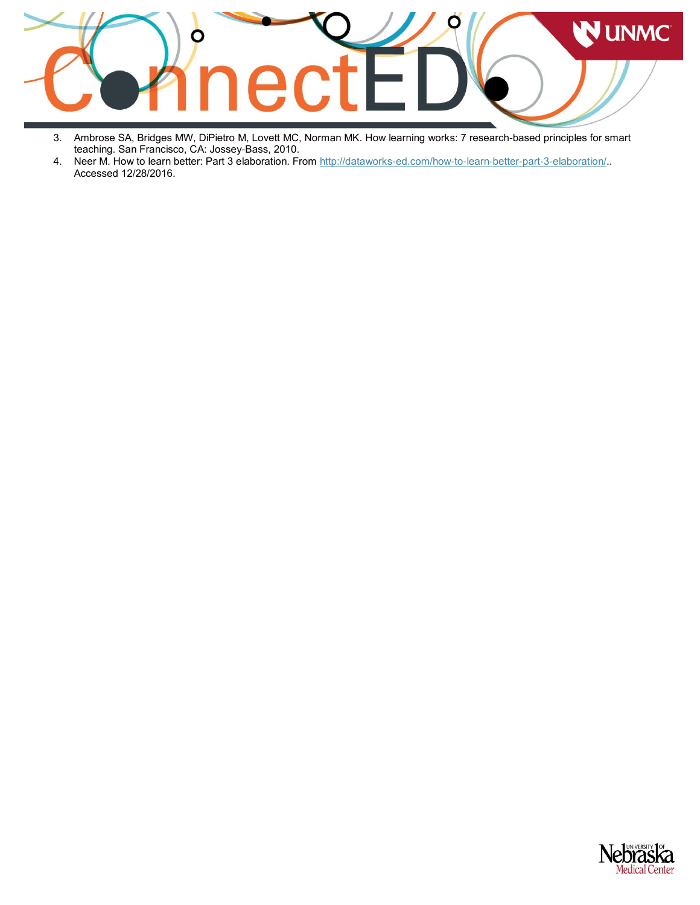3. Ambrose SA, Bridges MW, DiPietro M, Lovett MC, Norman MK. How learning works: 7 research-based principles for smart teaching. San Francisco, CA: Jossey-Bass, 2010.
4. Neer M. How to learn better: Part 3 elaboration. From http://dataworks-ed.com/how-to-learn-better-part-3-elaboration/.. Accessed 12/28/2016.